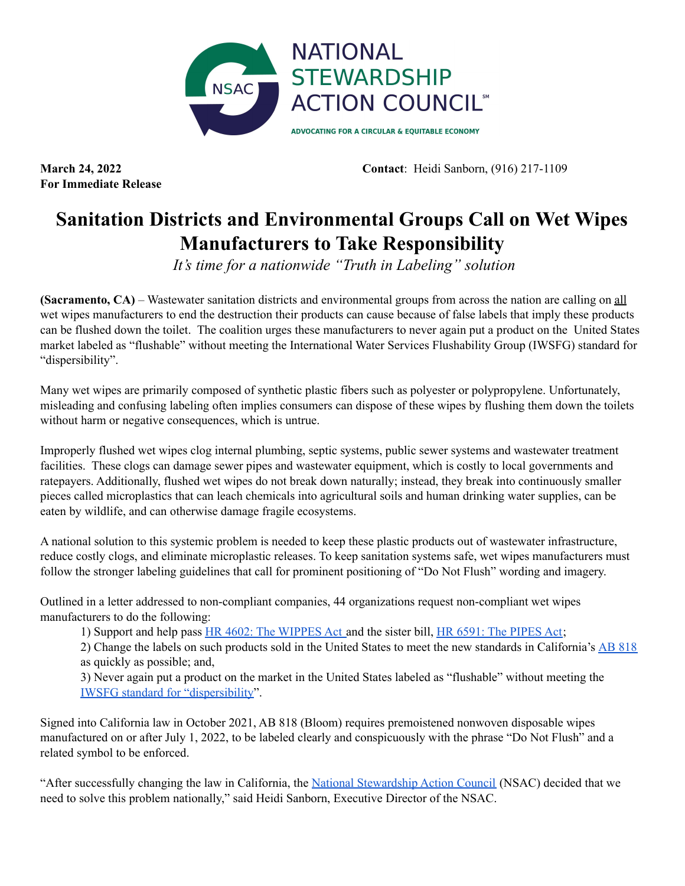NATIONAL STEWARDSHIP ACTION COUNCIL℠

ADVOCATING FOR A CIRCULAR & EQUITABLE ECONOMY

**March 24, 2022**
**For Immediate Release**

**Contact**: Heidi Sanborn, (916) 217-1109

# Sanitation Districts and Environmental Groups Call on Wet Wipes Manufacturers to Take Responsibility

*It's time for a nationwide "Truth in Labeling" solution*

**(Sacramento, CA)** – Wastewater sanitation districts and environmental groups from across the nation are calling on all wet wipes manufacturers to end the destruction their products can cause because of false labels that imply these products can be flushed down the toilet. The coalition urges these manufacturers to never again put a product on the United States market labeled as "flushable" without meeting the International Water Services Flushability Group (IWSFG) standard for "dispersibility".

Many wet wipes are primarily composed of synthetic plastic fibers such as polyester or polypropylene. Unfortunately, misleading and confusing labeling often implies consumers can dispose of these wipes by flushing them down the toilets without harm or negative consequences, which is untrue.

Improperly flushed wet wipes clog internal plumbing, septic systems, public sewer systems and wastewater treatment facilities. These clogs can damage sewer pipes and wastewater equipment, which is costly to local governments and ratepayers. Additionally, flushed wet wipes do not break down naturally; instead, they break into continuously smaller pieces called microplastics that can leach chemicals into agricultural soils and human drinking water supplies, can be eaten by wildlife, and can otherwise damage fragile ecosystems.

A national solution to this systemic problem is needed to keep these plastic products out of wastewater infrastructure, reduce costly clogs, and eliminate microplastic releases. To keep sanitation systems safe, wet wipes manufacturers must follow the stronger labeling guidelines that call for prominent positioning of "Do Not Flush" wording and imagery.

Outlined in a letter addressed to non-compliant companies, 44 organizations request non-compliant wet wipes manufacturers to do the following:

1) Support and help pass HR 4602: The WIPPES Act and the sister bill, HR 6591: The PIPES Act;
2) Change the labels on such products sold in the United States to meet the new standards in California's AB 818 as quickly as possible; and,
3) Never again put a product on the market in the United States labeled as "flushable" without meeting the IWSFG standard for "dispersibility".

Signed into California law in October 2021, AB 818 (Bloom) requires premoistened nonwoven disposable wipes manufactured on or after July 1, 2022, to be labeled clearly and conspicuously with the phrase "Do Not Flush" and a related symbol to be enforced.

"After successfully changing the law in California, the National Stewardship Action Council (NSAC) decided that we need to solve this problem nationally," said Heidi Sanborn, Executive Director of the NSAC.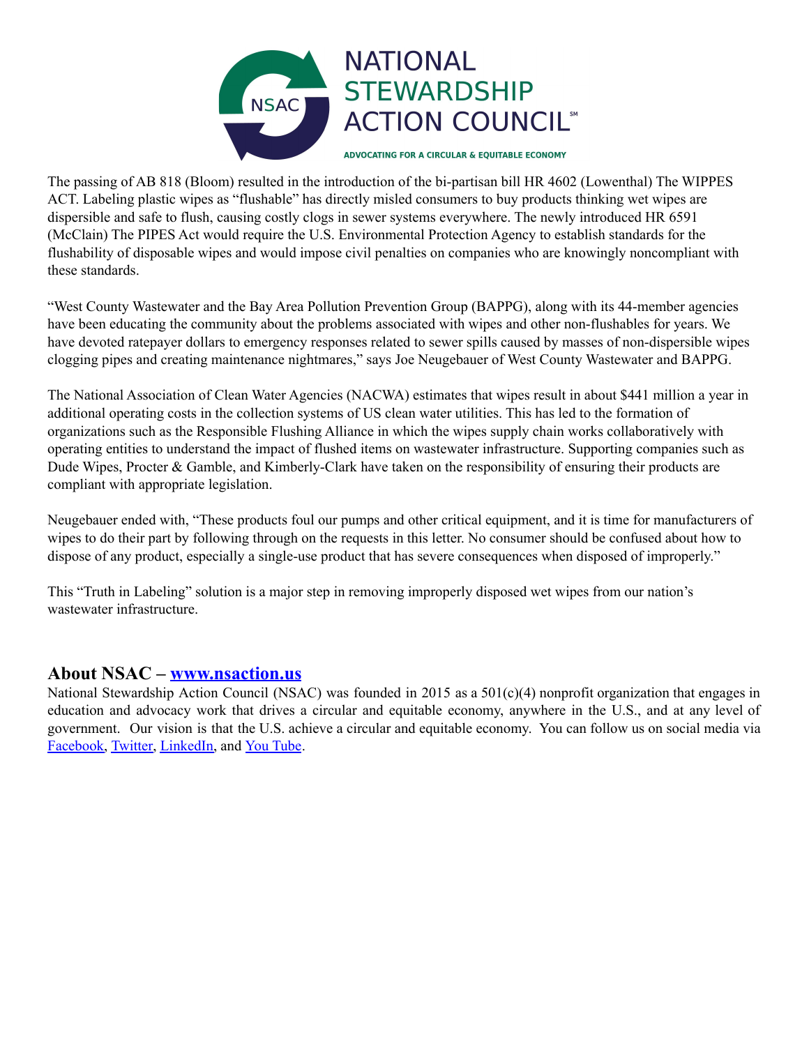NATIONAL STEWARDSHIP ACTION COUNCIL℠

ADVOCATING FOR A CIRCULAR & EQUITABLE ECONOMY

The passing of AB 818 (Bloom) resulted in the introduction of the bi-partisan bill HR 4602 (Lowenthal) The WIPPES ACT. Labeling plastic wipes as "flushable" has directly misled consumers to buy products thinking wet wipes are dispersible and safe to flush, causing costly clogs in sewer systems everywhere. The newly introduced HR 6591 (McClain) The PIPES Act would require the U.S. Environmental Protection Agency to establish standards for the flushability of disposable wipes and would impose civil penalties on companies who are knowingly noncompliant with these standards.

"West County Wastewater and the Bay Area Pollution Prevention Group (BAPPG), along with its 44-member agencies have been educating the community about the problems associated with wipes and other non-flushables for years. We have devoted ratepayer dollars to emergency responses related to sewer spills caused by masses of non-dispersible wipes clogging pipes and creating maintenance nightmares," says Joe Neugebauer of West County Wastewater and BAPPG.

The National Association of Clean Water Agencies (NACWA) estimates that wipes result in about $441 million a year in additional operating costs in the collection systems of US clean water utilities. This has led to the formation of organizations such as the Responsible Flushing Alliance in which the wipes supply chain works collaboratively with operating entities to understand the impact of flushed items on wastewater infrastructure. Supporting companies such as Dude Wipes, Procter & Gamble, and Kimberly-Clark have taken on the responsibility of ensuring their products are compliant with appropriate legislation.

Neugebauer ended with, "These products foul our pumps and other critical equipment, and it is time for manufacturers of wipes to do their part by following through on the requests in this letter. No consumer should be confused about how to dispose of any product, especially a single-use product that has severe consequences when disposed of improperly."

This "Truth in Labeling" solution is a major step in removing improperly disposed wet wipes from our nation's wastewater infrastructure.

## About NSAC – [www.nsaction.us](www.nsaction.us)

National Stewardship Action Council (NSAC) was founded in 2015 as a 501(c)(4) nonprofit organization that engages in education and advocacy work that drives a circular and equitable economy, anywhere in the U.S., and at any level of government. Our vision is that the U.S. achieve a circular and equitable economy. You can follow us on social media via Facebook, Twitter, LinkedIn, and You Tube.